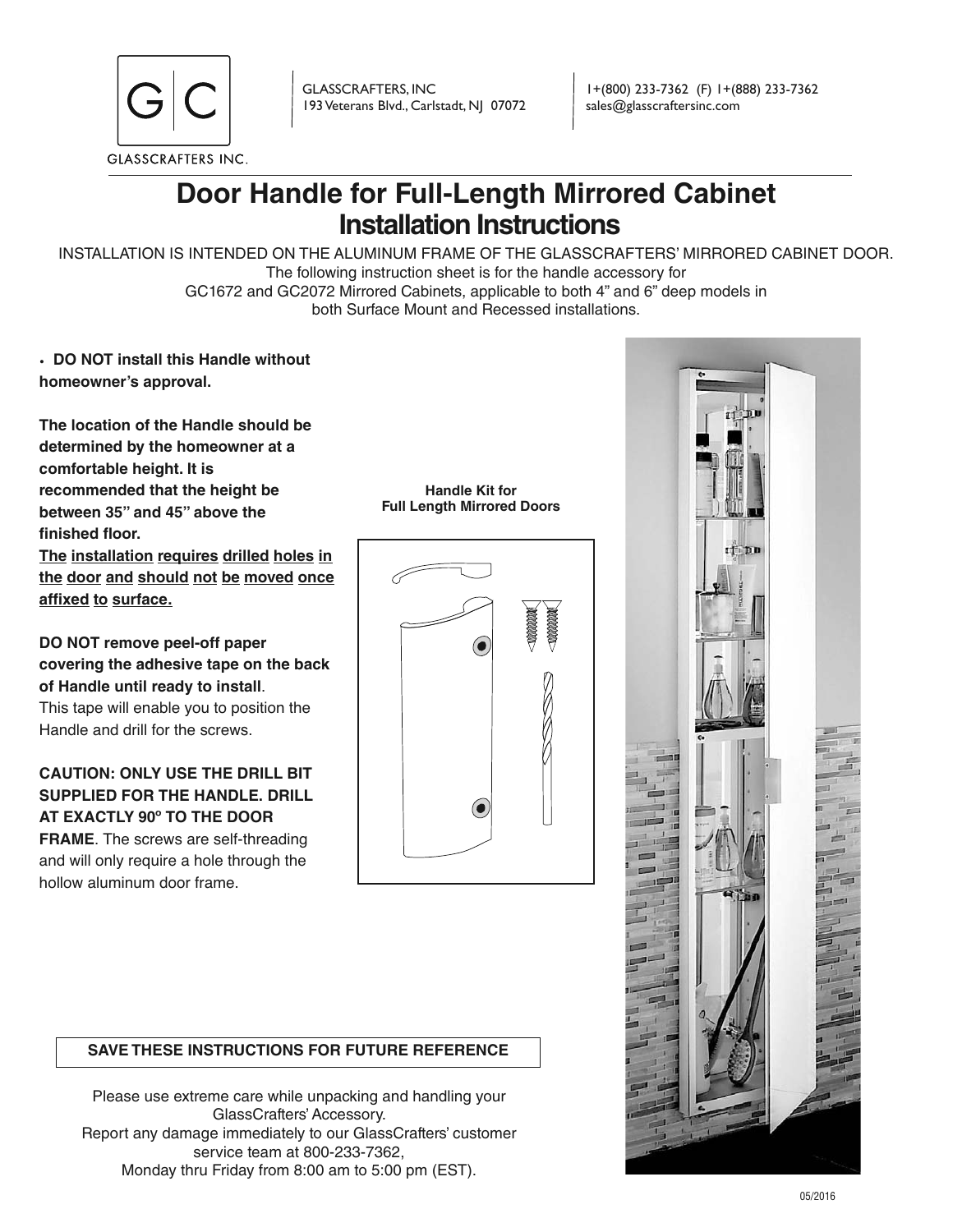GLASSCRAFTERS INC.

GLASSCRAFTERS, INC
193 Veterans Blvd., Carlstadt, NJ 07072

1+(800) 233-7362 (F) 1+(888) 233-7362
sales@glasscraftersinc.com

# Door Handle for Full-Length Mirrored Cabinet
## Installation Instructions

INSTALLATION IS INTENDED ON THE ALUMINUM FRAME OF THE GLASSCRAFTERS' MIRRORED CABINET DOOR.
The following instruction sheet is for the handle accessory for
GC1672 and GC2072 Mirrored Cabinets, applicable to both 4" and 6" deep models in
both Surface Mount and Recessed installations.

- **DO NOT install this Handle without homeowner's approval.**

**The location of the Handle should be determined by the homeowner at a comfortable height. It is recommended that the height be between 35" and 45" above the finished floor.**
**The installation requires drilled holes in the door and should not be moved once affixed to surface.**

**DO NOT remove peel-off paper covering the adhesive tape on the back of Handle until ready to install**.
This tape will enable you to position the Handle and drill for the screws.

**CAUTION: ONLY USE THE DRILL BIT SUPPLIED FOR THE HANDLE. DRILL AT EXACTLY 90º TO THE DOOR FRAME**. The screws are self-threading and will only require a hole through the hollow aluminum door frame.

**Handle Kit for Full Length Mirrored Doors**

**SAVE THESE INSTRUCTIONS FOR FUTURE REFERENCE**

Please use extreme care while unpacking and handling your GlassCrafters' Accessory.
Report any damage immediately to our GlassCrafters' customer service team at 800-233-7362,
Monday thru Friday from 8:00 am to 5:00 pm (EST).

05/2016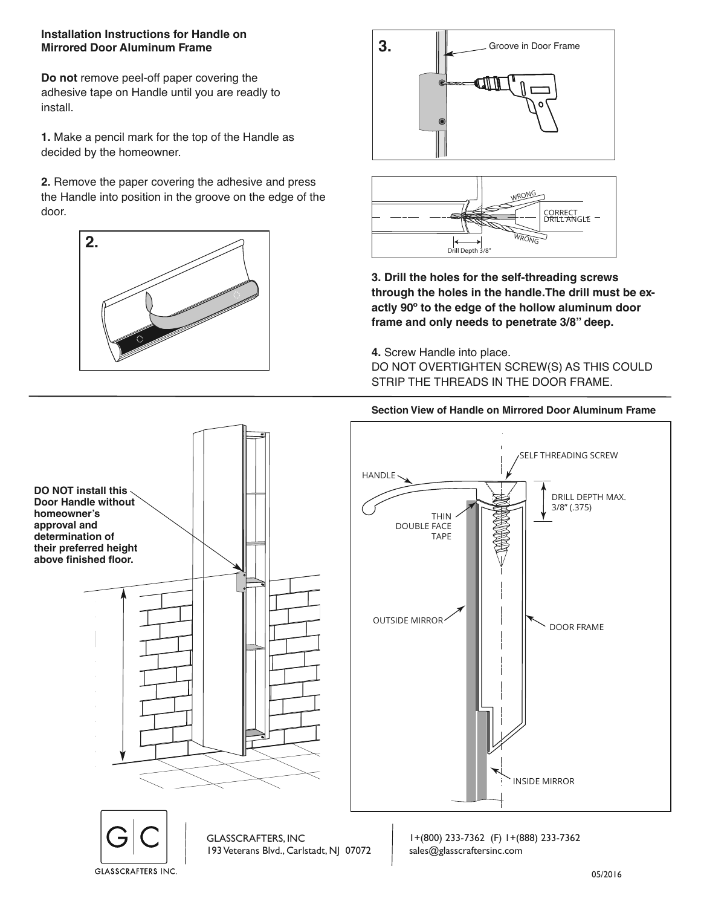**Installation Instructions for Handle on Mirrored Door Aluminum Frame**

**Do not** remove peel-off paper covering the adhesive tape on Handle until you are ready to install.

**1.** Make a pencil mark for the top of the Handle as decided by the homeowner.

**2.** Remove the paper covering the adhesive and press the Handle into position in the groove on the edge of the door.

2.

3.

Groove in Door Frame

WRONG

CORRECT DRILL ANGLE

WRONG

Drill Depth 3/8"

**3. Drill the holes for the self-threading screws through the holes in the handle.The drill must be exactly 90º to the edge of the hollow aluminum door frame and only needs to penetrate 3/8" deep.**

**4.** Screw Handle into place.
DO NOT OVERTIGHTEN SCREW(S) AS THIS COULD STRIP THE THREADS IN THE DOOR FRAME.

**DO NOT install this Door Handle without homeowner's approval and determination of their preferred height above finished floor.**

**Section View of Handle on Mirrored Door Aluminum Frame**

SELF THREADING SCREW

HANDLE

DRILL DEPTH MAX. 3/8" (.375)

THIN DOUBLE FACE TAPE

OUTSIDE MIRROR

DOOR FRAME

INSIDE MIRROR

GLASSCRAFTERS INC.

GLASSCRAFTERS, INC
193 Veterans Blvd., Carlstadt, NJ 07072

1+(800) 233-7362 (F) 1+(888) 233-7362
sales@glasscraftersinc.com

05/2016